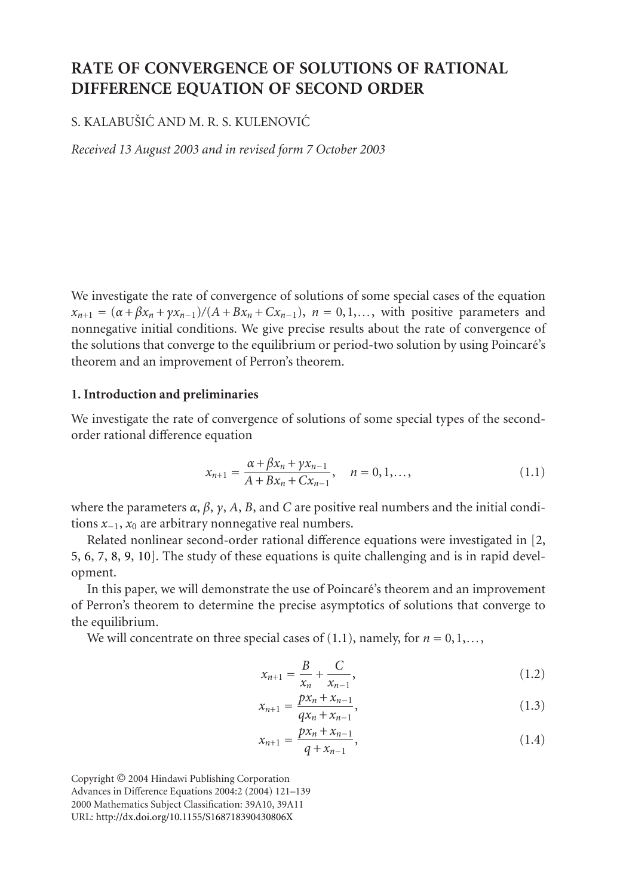# RATE OF CONVERGENCE OF SOLUTIONS OF RATIONAL DIFFERENCE EQUATION OF SECOND ORDER

S. KALABUŠIĆ AND M. R. S. KULENOVIĆ

*Received 13 August 2003 and in revised form 7 October 2003*

We investigate the rate of convergence of solutions of some special cases of the equation $x_{n+1} = (\alpha + \beta x_n + \gamma x_{n-1})/(A + Bx_n + Cx_{n-1})$, $n = 0, 1, \ldots$, with positive parameters and nonnegative initial conditions. We give precise results about the rate of convergence of the solutions that converge to the equilibrium or period-two solution by using Poincaré's theorem and an improvement of Perron's theorem.

## 1. Introduction and preliminaries

We investigate the rate of convergence of solutions of some special types of the second-order rational difference equation

$$x_{n+1} = \frac{\alpha + \beta x_n + \gamma x_{n-1}}{A + Bx_n + Cx_{n-1}}, \quad n = 0, 1, \ldots, \tag{1.1}$$

where the parameters $\alpha$, $\beta$, $\gamma$, $A$, $B$, and $C$ are positive real numbers and the initial conditions $x_{-1}$, $x_0$ are arbitrary nonnegative real numbers.

Related nonlinear second-order rational difference equations were investigated in [2, 5, 6, 7, 8, 9, 10]. The study of these equations is quite challenging and is in rapid development.

In this paper, we will demonstrate the use of Poincaré's theorem and an improvement of Perron's theorem to determine the precise asymptotics of solutions that converge to the equilibrium.

We will concentrate on three special cases of (1.1), namely, for $n = 0, 1, \ldots$,

$$x_{n+1} = \frac{B}{x_n} + \frac{C}{x_{n-1}}, \tag{1.2}$$

$$x_{n+1} = \frac{px_n + x_{n-1}}{qx_n + x_{n-1}}, \tag{1.3}$$

$$x_{n+1} = \frac{px_n + x_{n-1}}{q + x_{n-1}}, \tag{1.4}$$

Copyright © 2004 Hindawi Publishing Corporation
Advances in Difference Equations 2004:2 (2004) 121–139
2000 Mathematics Subject Classification: 39A10, 39A11
URL: http://dx.doi.org/10.1155/S168718390430806X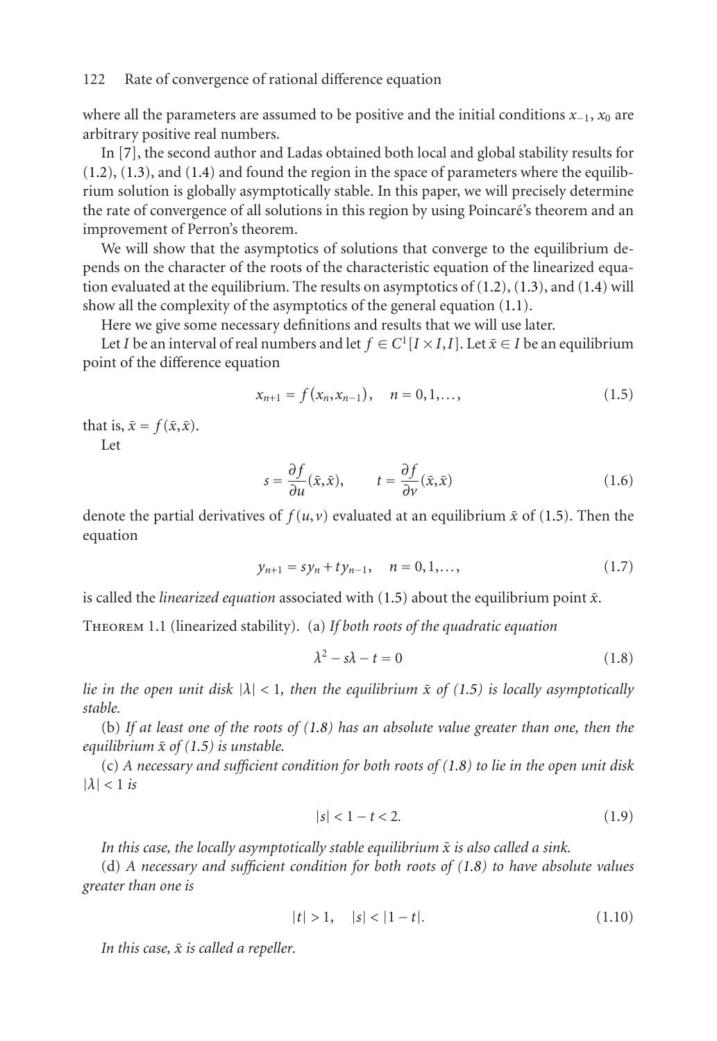where all the parameters are assumed to be positive and the initial conditions $x_{-1}$, $x_0$ are arbitrary positive real numbers.

In [7], the second author and Ladas obtained both local and global stability results for (1.2), (1.3), and (1.4) and found the region in the space of parameters where the equilibrium solution is globally asymptotically stable. In this paper, we will precisely determine the rate of convergence of all solutions in this region by using Poincaré's theorem and an improvement of Perron's theorem.

We will show that the asymptotics of solutions that converge to the equilibrium depends on the character of the roots of the characteristic equation of the linearized equation evaluated at the equilibrium. The results on asymptotics of (1.2), (1.3), and (1.4) will show all the complexity of the asymptotics of the general equation (1.1).

Here we give some necessary definitions and results that we will use later.

Let $I$ be an interval of real numbers and let $f \in C^1[I \times I, I]$. Let $\bar{x} \in I$ be an equilibrium point of the difference equation

$$x_{n+1} = f(x_n, x_{n-1}), \quad n = 0, 1, \ldots, \tag{1.5}$$

that is, $\bar{x} = f(\bar{x}, \bar{x})$.

Let

$$s = \frac{\partial f}{\partial u}(\bar{x}, \bar{x}), \qquad t = \frac{\partial f}{\partial v}(\bar{x}, \bar{x}) \tag{1.6}$$

denote the partial derivatives of $f(u,v)$ evaluated at an equilibrium $\bar{x}$ of (1.5). Then the equation

$$y_{n+1} = s y_n + t y_{n-1}, \quad n = 0, 1, \ldots, \tag{1.7}$$

is called the *linearized equation* associated with (1.5) about the equilibrium point $\bar{x}$.

Theorem 1.1 (linearized stability). (a) *If both roots of the quadratic equation*

$$\lambda^2 - s\lambda - t = 0 \tag{1.8}$$

*lie in the open unit disk $|\lambda| < 1$, then the equilibrium $\bar{x}$ of (1.5) is locally asymptotically stable.*

(b) *If at least one of the roots of (1.8) has an absolute value greater than one, then the equilibrium $\bar{x}$ of (1.5) is unstable.*

(c) *A necessary and sufficient condition for both roots of (1.8) to lie in the open unit disk $|\lambda| < 1$ is*

$$|s| < 1 - t < 2. \tag{1.9}$$

*In this case, the locally asymptotically stable equilibrium $\bar{x}$ is also called a sink.*

(d) *A necessary and sufficient condition for both roots of (1.8) to have absolute values greater than one is*

$$|t| > 1, \quad |s| < |1 - t|. \tag{1.10}$$

*In this case, $\bar{x}$ is called a repeller.*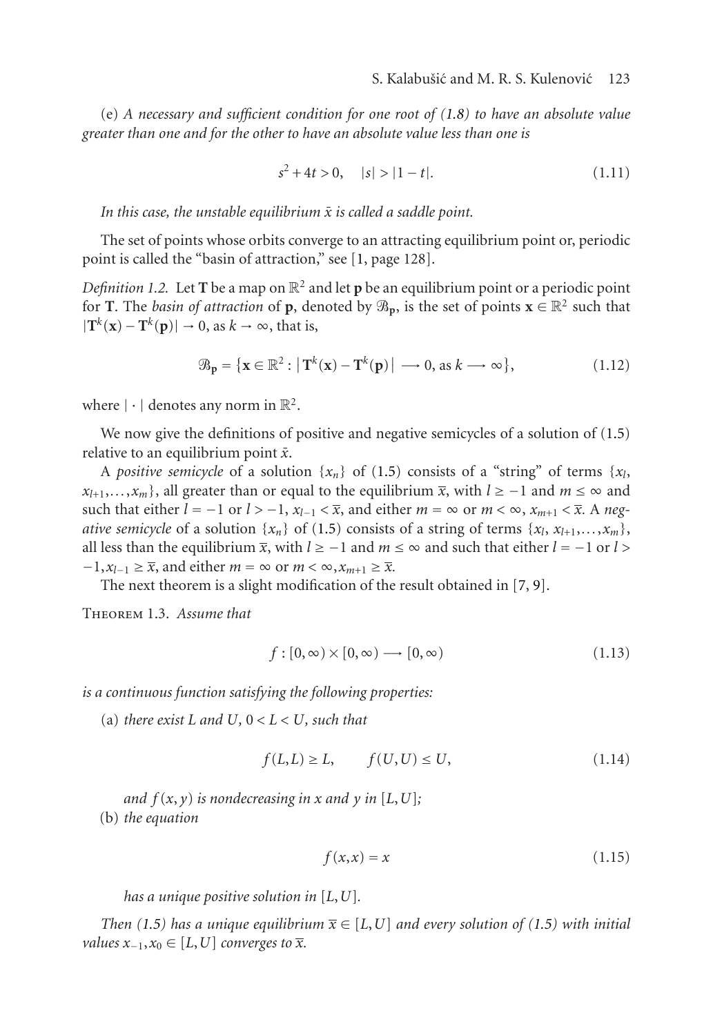(e) *A necessary and sufficient condition for one root of (1.8) to have an absolute value greater than one and for the other to have an absolute value less than one is*

$$s^2 + 4t > 0, \quad |s| > |1 - t|. \tag{1.11}$$

*In this case, the unstable equilibrium $\bar{x}$ is called a saddle point.*

The set of points whose orbits converge to an attracting equilibrium point or, periodic point is called the "basin of attraction," see [1, page 128].

*Definition 1.2.* Let $\mathbf{T}$ be a map on $\mathbb{R}^2$ and let $\mathbf{p}$ be an equilibrium point or a periodic point for $\mathbf{T}$. The *basin of attraction* of $\mathbf{p}$, denoted by $\mathcal{B}_{\mathbf{p}}$, is the set of points $\mathbf{x} \in \mathbb{R}^2$ such that $|\mathbf{T}^k(\mathbf{x}) - \mathbf{T}^k(\mathbf{p})| \to 0$, as $k \to \infty$, that is,

$$\mathcal{B}_{\mathbf{p}} = \{\mathbf{x} \in \mathbb{R}^2 : |\mathbf{T}^k(\mathbf{x}) - \mathbf{T}^k(\mathbf{p})| \longrightarrow 0, \text{ as } k \longrightarrow \infty\}, \tag{1.12}$$

where $|\cdot|$ denotes any norm in $\mathbb{R}^2$.

We now give the definitions of positive and negative semicycles of a solution of (1.5) relative to an equilibrium point $\bar{x}$.

A *positive semicycle* of a solution $\{x_n\}$ of (1.5) consists of a "string" of terms $\{x_l, x_{l+1}, \dots, x_m\}$, all greater than or equal to the equilibrium $\bar{x}$, with $l \geq -1$ and $m \leq \infty$ and such that either $l = -1$ or $l > -1$, $x_{l-1} < \bar{x}$, and either $m = \infty$ or $m < \infty$, $x_{m+1} < \bar{x}$. A *negative semicycle* of a solution $\{x_n\}$ of (1.5) consists of a string of terms $\{x_l, x_{l+1}, \dots, x_m\}$, all less than the equilibrium $\bar{x}$, with $l \geq -1$ and $m \leq \infty$ and such that either $l = -1$ or $l > -1, x_{l-1} \geq \bar{x}$, and either $m = \infty$ or $m < \infty, x_{m+1} \geq \bar{x}$.

The next theorem is a slight modification of the result obtained in [7, 9].

Theorem 1.3. *Assume that*

$$f : [0, \infty) \times [0, \infty) \longrightarrow [0, \infty) \tag{1.13}$$

*is a continuous function satisfying the following properties:*

(a) *there exist $L$ and $U$, $0 < L < U$, such that*

$$f(L, L) \geq L, \qquad f(U, U) \leq U, \tag{1.14}$$

*and $f(x, y)$ is nondecreasing in $x$ and $y$ in $[L, U]$;*

(b) *the equation*

$$f(x, x) = x \tag{1.15}$$

*has a unique positive solution in $[L, U]$.*

*Then (1.5) has a unique equilibrium $\bar{x} \in [L, U]$ and every solution of (1.5) with initial values $x_{-1}, x_0 \in [L, U]$ converges to $\bar{x}$.*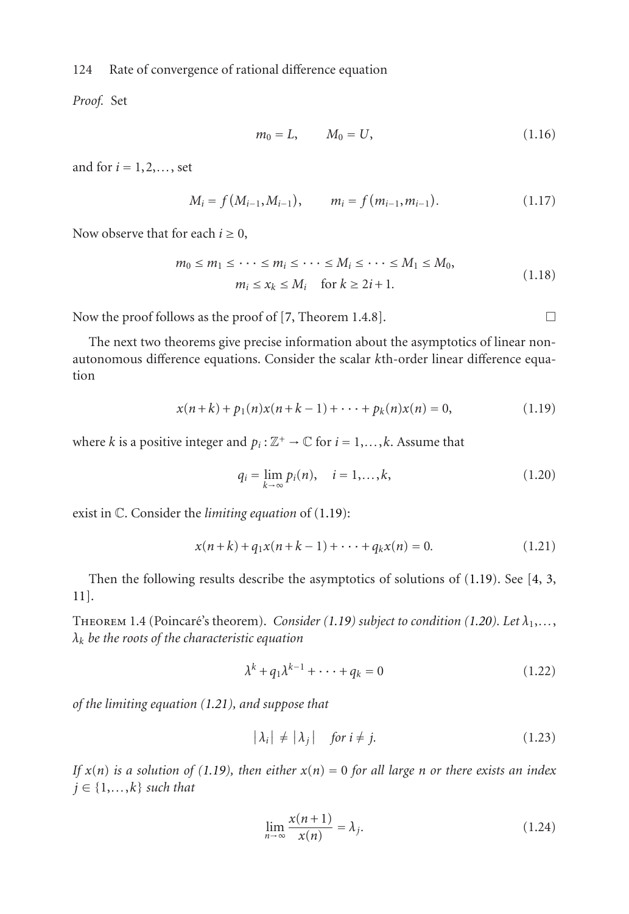*Proof.* Set

$$m_0 = L, \qquad M_0 = U, \tag{1.16}$$

and for $i = 1, 2, \ldots$, set

$$M_i = f\left(M_{i-1}, M_{i-1}\right), \qquad m_i = f\left(m_{i-1}, m_{i-1}\right). \tag{1.17}$$

Now observe that for each $i \geq 0$,

$$\begin{gathered} m_0 \leq m_1 \leq \cdots \leq m_i \leq \cdots \leq M_i \leq \cdots \leq M_1 \leq M_0, \\ m_i \leq x_k \leq M_i \quad \text{for } k \geq 2i+1. \end{gathered} \tag{1.18}$$

Now the proof follows as the proof of [7, Theorem 1.4.8]. □

The next two theorems give precise information about the asymptotics of linear nonautonomous difference equations. Consider the scalar $k$th-order linear difference equation

$$x(n+k) + p_1(n)x(n+k-1) + \cdots + p_k(n)x(n) = 0, \tag{1.19}$$

where $k$ is a positive integer and $p_i : \mathbb{Z}^+ \to \mathbb{C}$ for $i = 1, \ldots, k$. Assume that

$$q_i = \lim_{k \to \infty} p_i(n), \quad i = 1, \ldots, k, \tag{1.20}$$

exist in $\mathbb{C}$. Consider the *limiting equation* of (1.19):

$$x(n+k) + q_1 x(n+k-1) + \cdots + q_k x(n) = 0. \tag{1.21}$$

Then the following results describe the asymptotics of solutions of (1.19). See [4, 3, 11].

Theorem 1.4 (Poincaré's theorem). *Consider (1.19) subject to condition (1.20). Let $\lambda_1, \ldots, \lambda_k$ be the roots of the characteristic equation*

$$\lambda^k + q_1 \lambda^{k-1} + \cdots + q_k = 0 \tag{1.22}$$

*of the limiting equation (1.21), and suppose that*

$$\left|\lambda_i\right| \neq \left|\lambda_j\right| \quad \textit{for } i \neq j. \tag{1.23}$$

*If $x(n)$ is a solution of (1.19), then either $x(n) = 0$ for all large $n$ or there exists an index $j \in \{1, \ldots, k\}$ such that*

$$\lim_{n \to \infty} \frac{x(n+1)}{x(n)} = \lambda_j. \tag{1.24}$$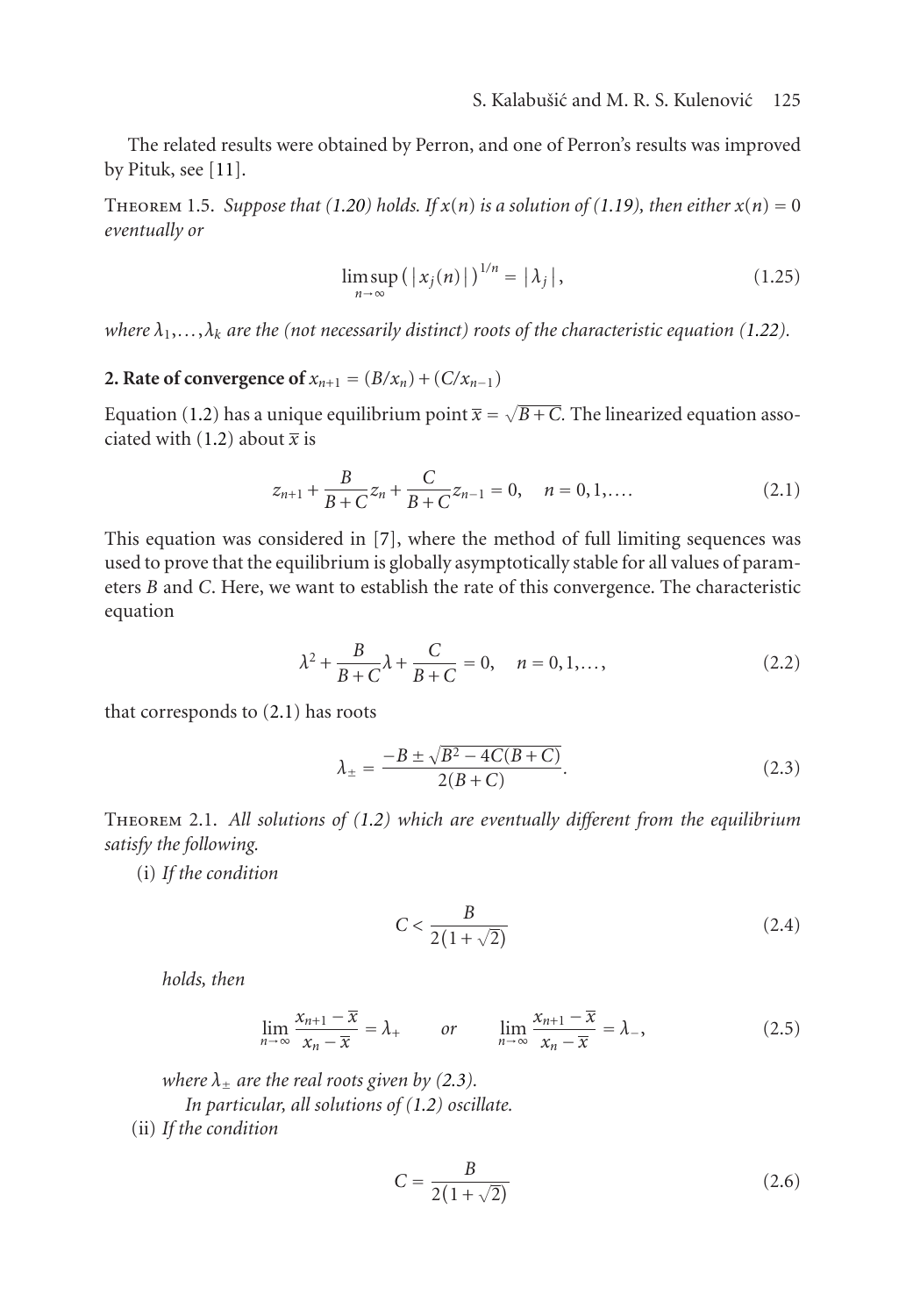The related results were obtained by Perron, and one of Perron's results was improved by Pituk, see [11].

Theorem 1.5. *Suppose that (1.20) holds. If $x(n)$ is a solution of (1.19), then either $x(n) = 0$ eventually or*

$$\limsup_{n\to\infty} \left(|x_j(n)|\right)^{1/n} = |\lambda_j|, \tag{1.25}$$

*where $\lambda_1, \ldots, \lambda_k$ are the (not necessarily distinct) roots of the characteristic equation (1.22).*

## 2. Rate of convergence of $x_{n+1} = (B/x_n) + (C/x_{n-1})$

Equation (1.2) has a unique equilibrium point $\bar{x} = \sqrt{B+C}$. The linearized equation associated with (1.2) about $\bar{x}$ is

$$z_{n+1} + \frac{B}{B+C} z_n + \frac{C}{B+C} z_{n-1} = 0, \quad n = 0, 1, \ldots. \tag{2.1}$$

This equation was considered in [7], where the method of full limiting sequences was used to prove that the equilibrium is globally asymptotically stable for all values of parameters $B$ and $C$. Here, we want to establish the rate of this convergence. The characteristic equation

$$\lambda^2 + \frac{B}{B+C}\lambda + \frac{C}{B+C} = 0, \quad n = 0, 1, \ldots, \tag{2.2}$$

that corresponds to (2.1) has roots

$$\lambda_{\pm} = \frac{-B \pm \sqrt{B^2 - 4C(B+C)}}{2(B+C)}. \tag{2.3}$$

Theorem 2.1. *All solutions of (1.2) which are eventually different from the equilibrium satisfy the following.*

(i) *If the condition*

$$C < \frac{B}{2(1+\sqrt{2})} \tag{2.4}$$

*holds, then*

$$\lim_{n\to\infty} \frac{x_{n+1} - \bar{x}}{x_n - \bar{x}} = \lambda_+ \quad \text{or} \quad \lim_{n\to\infty} \frac{x_{n+1} - \bar{x}}{x_n - \bar{x}} = \lambda_-, \tag{2.5}$$

*where $\lambda_{\pm}$ are the real roots given by (2.3).*

*In particular, all solutions of (1.2) oscillate.*

(ii) *If the condition*

$$C = \frac{B}{2(1+\sqrt{2})} \tag{2.6}$$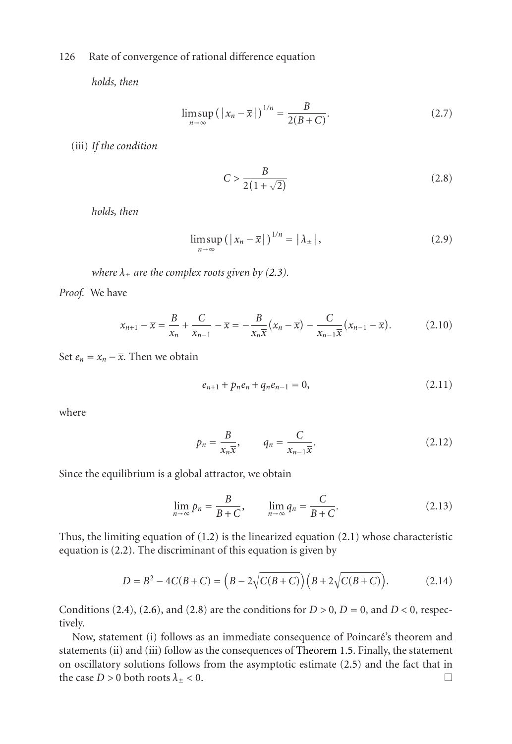*holds, then*

$$\limsup_{n\to\infty}\left(|x_n - \overline{x}|\right)^{1/n} = \frac{B}{2(B+C)}. \tag{2.7}$$

(iii) *If the condition*

$$C > \frac{B}{2(1+\sqrt{2})} \tag{2.8}$$

*holds, then*

$$\limsup_{n\to\infty}\left(|x_n - \overline{x}|\right)^{1/n} = |\lambda_{\pm}|, \tag{2.9}$$

*where $\lambda_{\pm}$ are the complex roots given by (2.3).*

*Proof.* We have

$$x_{n+1} - \overline{x} = \frac{B}{x_n} + \frac{C}{x_{n-1}} - \overline{x} = -\frac{B}{x_n\overline{x}}(x_n - \overline{x}) - \frac{C}{x_{n-1}\overline{x}}(x_{n-1} - \overline{x}). \tag{2.10}$$

Set $e_n = x_n - \overline{x}$. Then we obtain

$$e_{n+1} + p_n e_n + q_n e_{n-1} = 0, \tag{2.11}$$

where

$$p_n = \frac{B}{x_n\overline{x}}, \qquad q_n = \frac{C}{x_{n-1}\overline{x}}. \tag{2.12}$$

Since the equilibrium is a global attractor, we obtain

$$\lim_{n\to\infty} p_n = \frac{B}{B+C}, \qquad \lim_{n\to\infty} q_n = \frac{C}{B+C}. \tag{2.13}$$

Thus, the limiting equation of (1.2) is the linearized equation (2.1) whose characteristic equation is (2.2). The discriminant of this equation is given by

$$D = B^2 - 4C(B+C) = \left(B - 2\sqrt{C(B+C)}\right)\left(B + 2\sqrt{C(B+C)}\right). \tag{2.14}$$

Conditions (2.4), (2.6), and (2.8) are the conditions for $D > 0$, $D = 0$, and $D < 0$, respectively.

Now, statement (i) follows as an immediate consequence of Poincaré's theorem and statements (ii) and (iii) follow as the consequences of Theorem 1.5. Finally, the statement on oscillatory solutions follows from the asymptotic estimate (2.5) and the fact that in the case $D > 0$ both roots $\lambda_{\pm} < 0$. □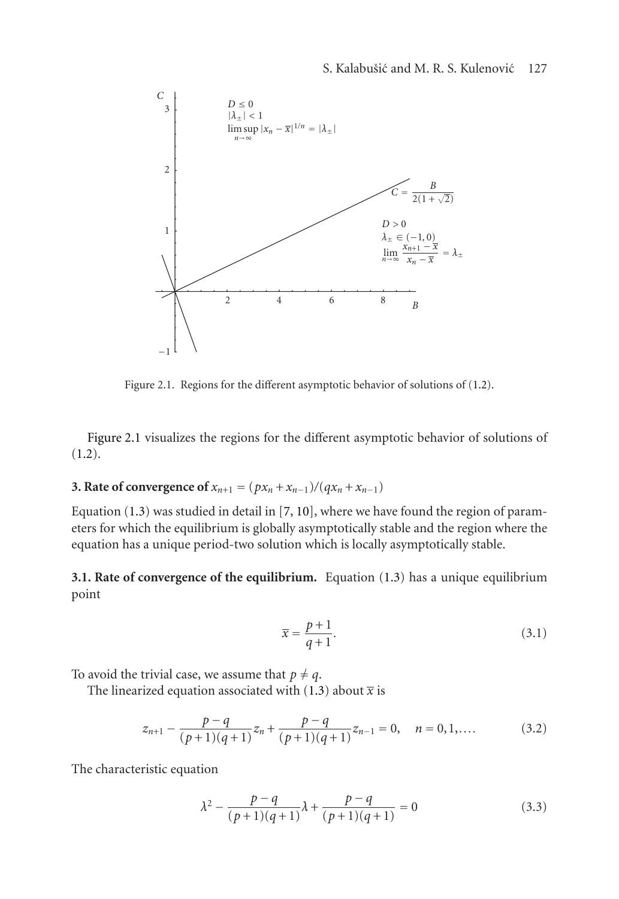Figure 2.1. Regions for the different asymptotic behavior of solutions of (1.2).

Figure 2.1 visualizes the regions for the different asymptotic behavior of solutions of (1.2).

## 3. Rate of convergence of $x_{n+1} = (px_n + x_{n-1})/(qx_n + x_{n-1})$

Equation (1.3) was studied in detail in [7, 10], where we have found the region of parameters for which the equilibrium is globally asymptotically stable and the region where the equation has a unique period-two solution which is locally asymptotically stable.

**3.1. Rate of convergence of the equilibrium.** Equation (1.3) has a unique equilibrium point

$$\bar{x} = \frac{p+1}{q+1}. \tag{3.1}$$

To avoid the trivial case, we assume that $p \neq q$.

The linearized equation associated with (1.3) about $\bar{x}$ is

$$z_{n+1} - \frac{p-q}{(p+1)(q+1)}z_n + \frac{p-q}{(p+1)(q+1)}z_{n-1} = 0, \quad n = 0,1,\dots. \tag{3.2}$$

The characteristic equation

$$\lambda^2 - \frac{p-q}{(p+1)(q+1)}\lambda + \frac{p-q}{(p+1)(q+1)} = 0 \tag{3.3}$$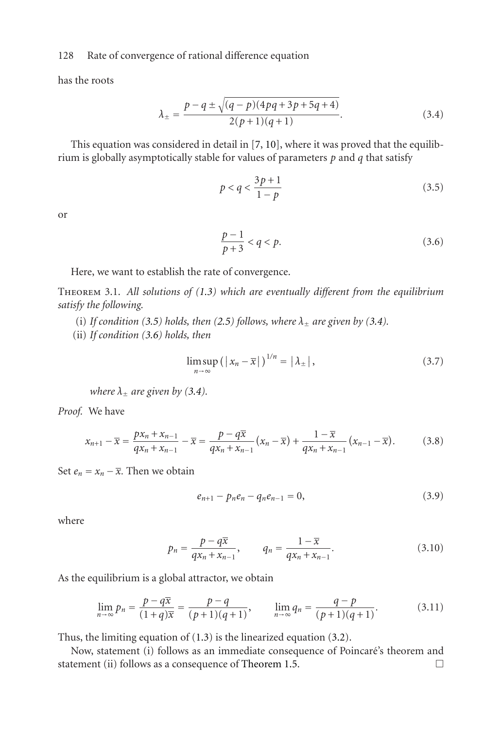has the roots

$$\lambda_{\pm} = \frac{p - q \pm \sqrt{(q-p)(4pq + 3p + 5q + 4)}}{2(p+1)(q+1)}. \tag{3.4}$$

This equation was considered in detail in [7, 10], where it was proved that the equilibrium is globally asymptotically stable for values of parameters $p$ and $q$ that satisfy

$$p < q < \frac{3p+1}{1-p} \tag{3.5}$$

or

$$\frac{p-1}{p+3} < q < p. \tag{3.6}$$

Here, we want to establish the rate of convergence.

**Theorem 3.1.** *All solutions of (1.3) which are eventually different from the equilibrium satisfy the following.*

(i) *If condition (3.5) holds, then (2.5) follows, where $\lambda_{\pm}$ are given by (3.4).*

(ii) *If condition (3.6) holds, then*

$$\limsup_{n\to\infty} \left(|x_n - \overline{x}|\right)^{1/n} = |\lambda_{\pm}|, \tag{3.7}$$

*where $\lambda_{\pm}$ are given by (3.4).*

*Proof.* We have

$$x_{n+1} - \overline{x} = \frac{px_n + x_{n-1}}{qx_n + x_{n-1}} - \overline{x} = \frac{p - q\overline{x}}{qx_n + x_{n-1}}(x_n - \overline{x}) + \frac{1-\overline{x}}{qx_n + x_{n-1}}(x_{n-1} - \overline{x}). \tag{3.8}$$

Set $e_n = x_n - \overline{x}$. Then we obtain

$$e_{n+1} - p_n e_n - q_n e_{n-1} = 0, \tag{3.9}$$

where

$$p_n = \frac{p - q\overline{x}}{qx_n + x_{n-1}}, \qquad q_n = \frac{1-\overline{x}}{qx_n + x_{n-1}}. \tag{3.10}$$

As the equilibrium is a global attractor, we obtain

$$\lim_{n\to\infty} p_n = \frac{p - q\overline{x}}{(1+q)\overline{x}} = \frac{p-q}{(p+1)(q+1)}, \qquad \lim_{n\to\infty} q_n = \frac{q-p}{(p+1)(q+1)}. \tag{3.11}$$

Thus, the limiting equation of (1.3) is the linearized equation (3.2).

Now, statement (i) follows as an immediate consequence of Poincaré's theorem and statement (ii) follows as a consequence of Theorem 1.5. □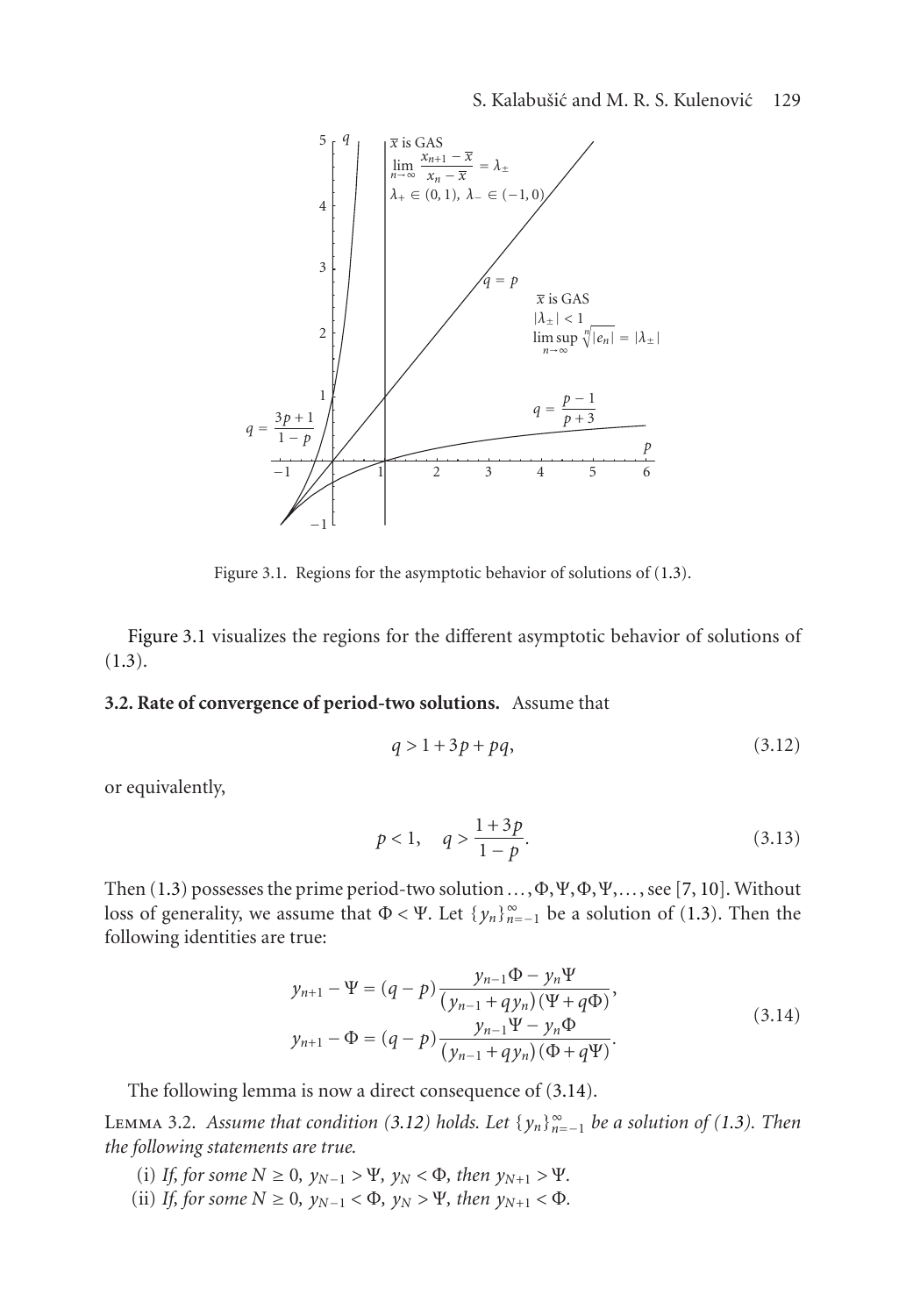Figure 3.1. Regions for the asymptotic behavior of solutions of (1.3).

Figure 3.1 visualizes the regions for the different asymptotic behavior of solutions of (1.3).

**3.2. Rate of convergence of period-two solutions.** Assume that

$$q > 1 + 3p + pq, \tag{3.12}$$

or equivalently,

$$p < 1, \quad q > \frac{1+3p}{1-p}. \tag{3.13}$$

Then (1.3) possesses the prime period-two solution $\ldots, \Phi, \Psi, \Phi, \Psi, \ldots$, see [7, 10]. Without loss of generality, we assume that $\Phi < \Psi$. Let $\{y_n\}_{n=-1}^{\infty}$ be a solution of (1.3). Then the following identities are true:

$$\begin{aligned} y_{n+1} - \Psi &= (q-p)\frac{y_{n-1}\Phi - y_n\Psi}{(y_{n-1}+qy_n)(\Psi + q\Phi)}, \\ y_{n+1} - \Phi &= (q-p)\frac{y_{n-1}\Psi - y_n\Phi}{(y_{n-1}+qy_n)(\Phi + q\Psi)}. \end{aligned} \tag{3.14}$$

The following lemma is now a direct consequence of (3.14).

Lemma 3.2. *Assume that condition (3.12) holds. Let $\{y_n\}_{n=-1}^{\infty}$ be a solution of (1.3). Then the following statements are true.*

(i) *If, for some $N \geq 0$, $y_{N-1} > \Psi$, $y_N < \Phi$, then $y_{N+1} > \Psi$.*

(ii) *If, for some $N \geq 0$, $y_{N-1} < \Phi$, $y_N > \Psi$, then $y_{N+1} < \Phi$.*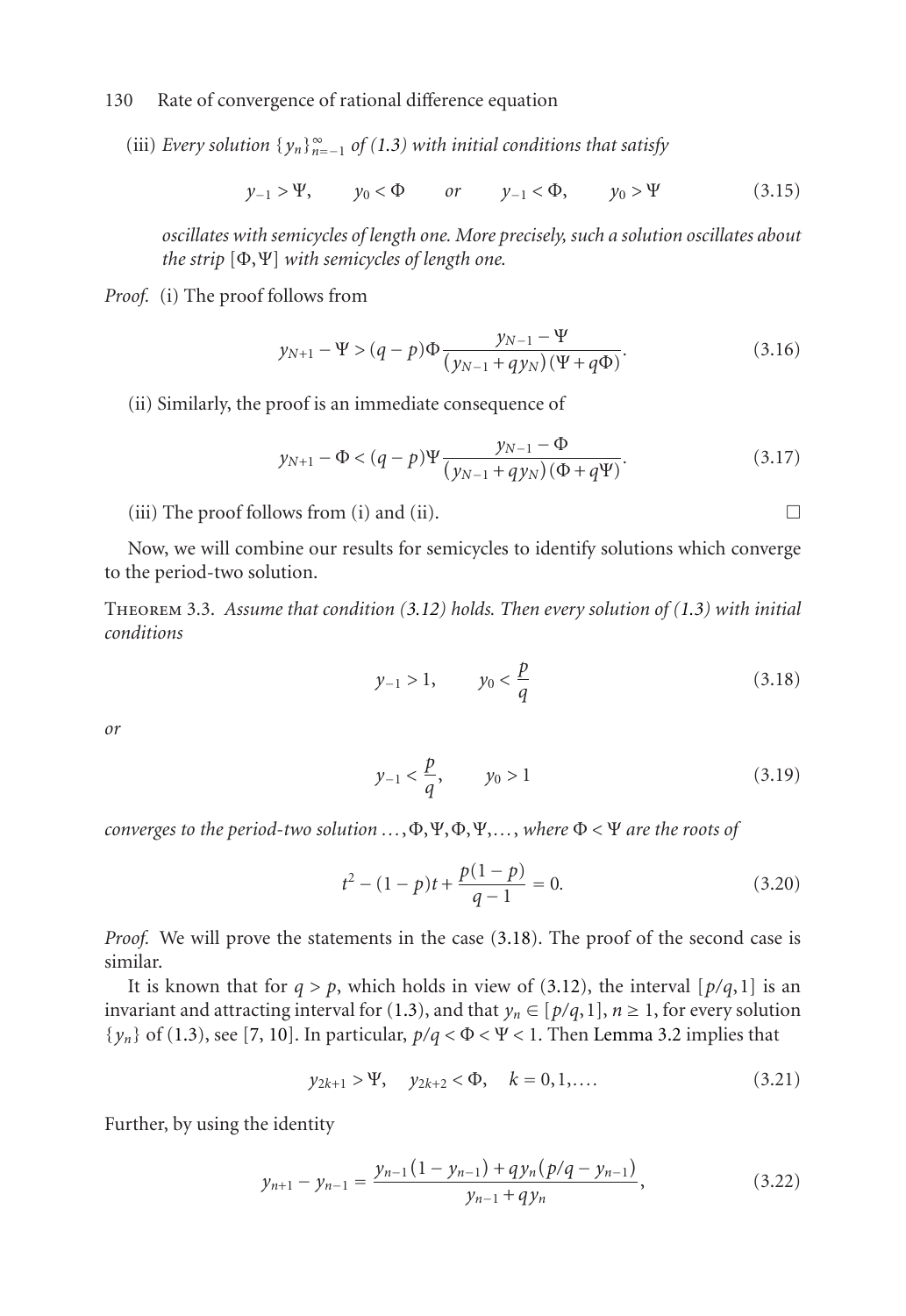(iii) *Every solution* $\{y_n\}_{n=-1}^{\infty}$ *of (1.3) with initial conditions that satisfy*

$$y_{-1} > \Psi, \qquad y_0 < \Phi \qquad \text{or} \qquad y_{-1} < \Phi, \qquad y_0 > \Psi \tag{3.15}$$

*oscillates with semicycles of length one. More precisely, such a solution oscillates about the strip* $[\Phi, \Psi]$ *with semicycles of length one.*

*Proof.* (i) The proof follows from

$$y_{N+1} - \Psi > (q-p)\Phi \frac{y_{N-1} - \Psi}{(y_{N-1} + q y_N)(\Psi + q\Phi)}. \tag{3.16}$$

(ii) Similarly, the proof is an immediate consequence of

$$y_{N+1} - \Phi < (q-p)\Psi \frac{y_{N-1} - \Phi}{(y_{N-1} + q y_N)(\Phi + q\Psi)}. \tag{3.17}$$

(iii) The proof follows from (i) and (ii). □

Now, we will combine our results for semicycles to identify solutions which converge to the period-two solution.

Theorem 3.3. *Assume that condition (3.12) holds. Then every solution of (1.3) with initial conditions*

$$y_{-1} > 1, \qquad y_0 < \frac{p}{q} \tag{3.18}$$

*or*

$$y_{-1} < \frac{p}{q}, \qquad y_0 > 1 \tag{3.19}$$

*converges to the period-two solution* $\ldots, \Phi, \Psi, \Phi, \Psi, \ldots$, *where* $\Phi < \Psi$ *are the roots of*

$$t^2 - (1-p)t + \frac{p(1-p)}{q-1} = 0. \tag{3.20}$$

*Proof.* We will prove the statements in the case (3.18). The proof of the second case is similar.

It is known that for $q > p$, which holds in view of (3.12), the interval $[p/q, 1]$ is an invariant and attracting interval for (1.3), and that $y_n \in [p/q, 1]$, $n \geq 1$, for every solution $\{y_n\}$ of (1.3), see [7, 10]. In particular, $p/q < \Phi < \Psi < 1$. Then Lemma 3.2 implies that

$$y_{2k+1} > \Psi, \quad y_{2k+2} < \Phi, \quad k = 0, 1, \ldots. \tag{3.21}$$

Further, by using the identity

$$y_{n+1} - y_{n-1} = \frac{y_{n-1}(1 - y_{n-1}) + q y_n (p/q - y_{n-1})}{y_{n-1} + q y_n}, \tag{3.22}$$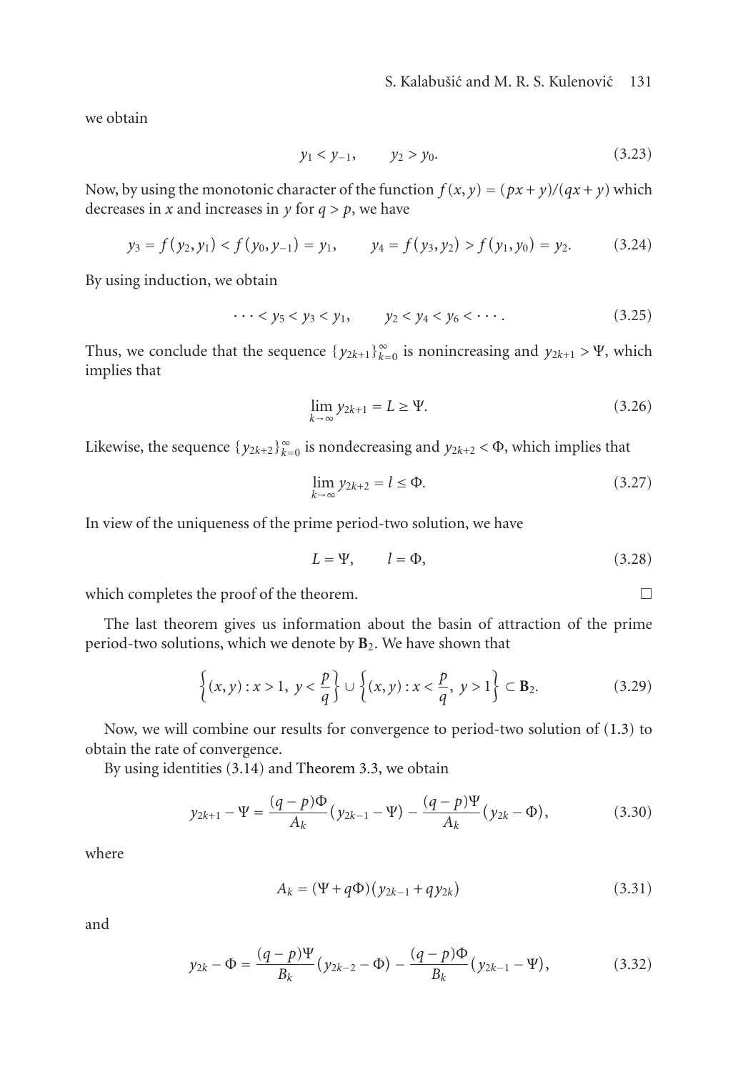we obtain

$$y_1 < y_{-1}, \qquad y_2 > y_0. \tag{3.23}$$

Now, by using the monotonic character of the function $f(x,y) = (px+y)/(qx+y)$ which decreases in $x$ and increases in $y$ for $q > p$, we have

$$y_3 = f(y_2, y_1) < f(y_0, y_{-1}) = y_1, \qquad y_4 = f(y_3, y_2) > f(y_1, y_0) = y_2. \tag{3.24}$$

By using induction, we obtain

$$\cdots < y_5 < y_3 < y_1, \qquad y_2 < y_4 < y_6 < \cdots. \tag{3.25}$$

Thus, we conclude that the sequence $\{y_{2k+1}\}_{k=0}^{\infty}$ is nonincreasing and $y_{2k+1} > \Psi$, which implies that

$$\lim_{k\to\infty} y_{2k+1} = L \geq \Psi. \tag{3.26}$$

Likewise, the sequence $\{y_{2k+2}\}_{k=0}^{\infty}$ is nondecreasing and $y_{2k+2} < \Phi$, which implies that

$$\lim_{k\to\infty} y_{2k+2} = l \leq \Phi. \tag{3.27}$$

In view of the uniqueness of the prime period-two solution, we have

$$L = \Psi, \qquad l = \Phi, \tag{3.28}$$

which completes the proof of the theorem. □

The last theorem gives us information about the basin of attraction of the prime period-two solutions, which we denote by $\mathbf{B}_2$. We have shown that

$$\left\{(x,y) : x > 1,\ y < \frac{p}{q}\right\} \cup \left\{(x,y) : x < \frac{p}{q},\ y > 1\right\} \subset \mathbf{B}_2. \tag{3.29}$$

Now, we will combine our results for convergence to period-two solution of (1.3) to obtain the rate of convergence.

By using identities (3.14) and Theorem 3.3, we obtain

$$y_{2k+1} - \Psi = \frac{(q-p)\Phi}{A_k}(y_{2k-1} - \Psi) - \frac{(q-p)\Psi}{A_k}(y_{2k} - \Phi), \tag{3.30}$$

where

$$A_k = (\Psi + q\Phi)(y_{2k-1} + q y_{2k}) \tag{3.31}$$

and

$$y_{2k} - \Phi = \frac{(q-p)\Psi}{B_k}(y_{2k-2} - \Phi) - \frac{(q-p)\Phi}{B_k}(y_{2k-1} - \Psi), \tag{3.32}$$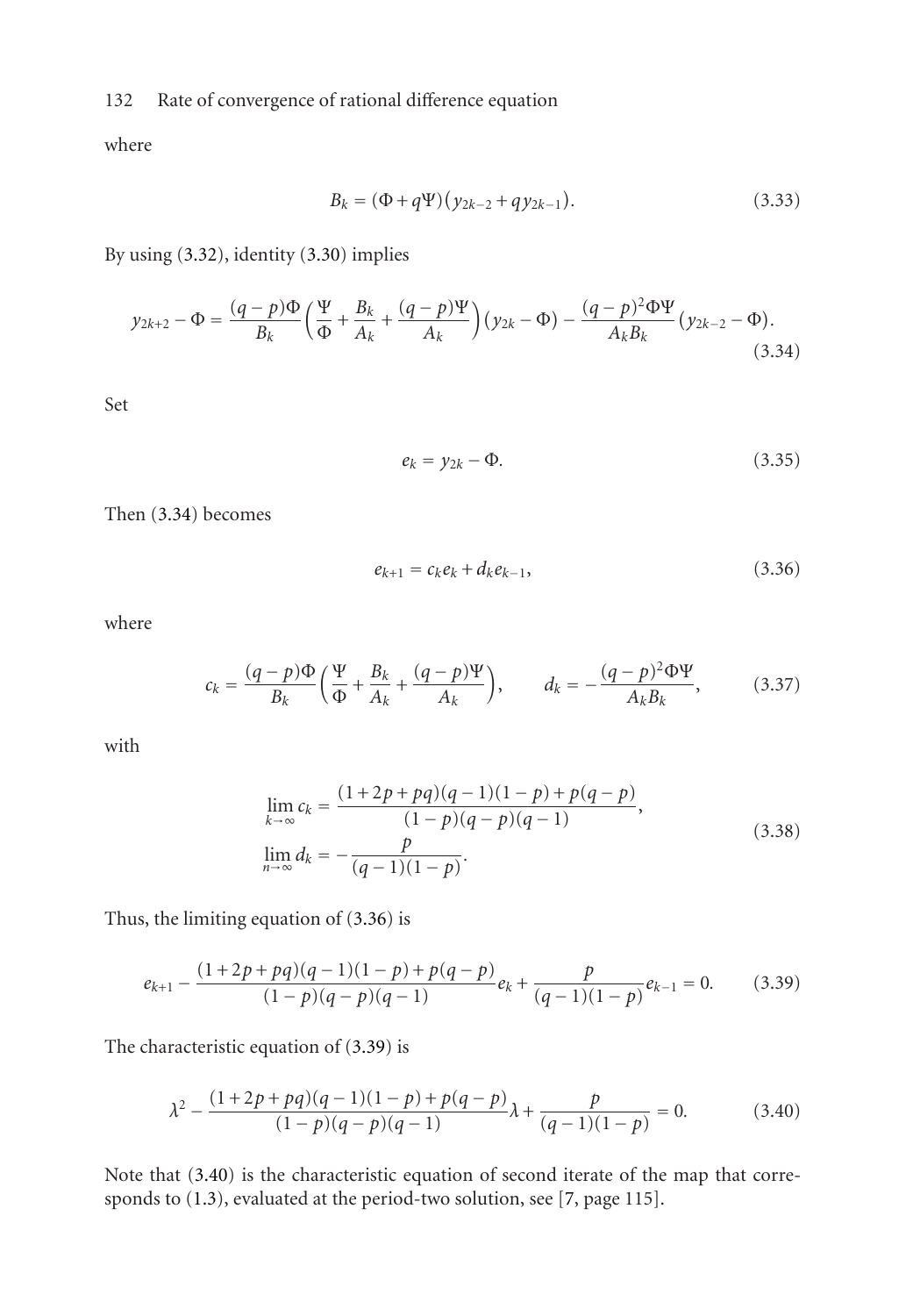where

$$B_k = (\Phi + q\Psi)(y_{2k-2} + qy_{2k-1}). \tag{3.33}$$

By using (3.32), identity (3.30) implies

$$y_{2k+2} - \Phi = \frac{(q-p)\Phi}{B_k}\left(\frac{\Psi}{\Phi} + \frac{B_k}{A_k} + \frac{(q-p)\Psi}{A_k}\right)(y_{2k} - \Phi) - \frac{(q-p)^2\Phi\Psi}{A_k B_k}(y_{2k-2} - \Phi). \tag{3.34}$$

Set

$$e_k = y_{2k} - \Phi. \tag{3.35}$$

Then (3.34) becomes

$$e_{k+1} = c_k e_k + d_k e_{k-1}, \tag{3.36}$$

where

$$c_k = \frac{(q-p)\Phi}{B_k}\left(\frac{\Psi}{\Phi} + \frac{B_k}{A_k} + \frac{(q-p)\Psi}{A_k}\right), \qquad d_k = -\frac{(q-p)^2\Phi\Psi}{A_k B_k}, \tag{3.37}$$

with

$$\begin{aligned}
\lim_{k\to\infty} c_k &= \frac{(1+2p+pq)(q-1)(1-p) + p(q-p)}{(1-p)(q-p)(q-1)}, \\
\lim_{n\to\infty} d_k &= -\frac{p}{(q-1)(1-p)}.
\end{aligned} \tag{3.38}$$

Thus, the limiting equation of (3.36) is

$$e_{k+1} - \frac{(1+2p+pq)(q-1)(1-p) + p(q-p)}{(1-p)(q-p)(q-1)} e_k + \frac{p}{(q-1)(1-p)} e_{k-1} = 0. \tag{3.39}$$

The characteristic equation of (3.39) is

$$\lambda^2 - \frac{(1+2p+pq)(q-1)(1-p) + p(q-p)}{(1-p)(q-p)(q-1)}\lambda + \frac{p}{(q-1)(1-p)} = 0. \tag{3.40}$$

Note that (3.40) is the characteristic equation of second iterate of the map that corresponds to (1.3), evaluated at the period-two solution, see [7, page 115].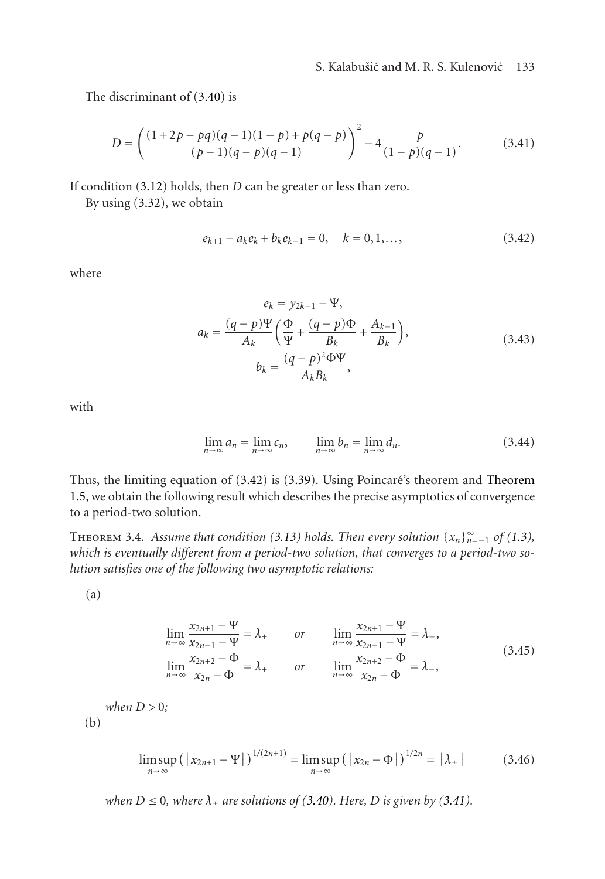The discriminant of (3.40) is

$$D = \left( \frac{(1+2p-pq)(q-1)(1-p)+p(q-p)}{(p-1)(q-p)(q-1)} \right)^2 - 4\frac{p}{(1-p)(q-1)}. \tag{3.41}$$

If condition (3.12) holds, then $D$ can be greater or less than zero.

By using (3.32), we obtain

$$e_{k+1} - a_k e_k + b_k e_{k-1} = 0, \quad k = 0, 1, \ldots, \tag{3.42}$$

where

$$\begin{gathered} e_k = y_{2k-1} - \Psi, \\ a_k = \frac{(q-p)\Psi}{A_k} \left( \frac{\Phi}{\Psi} + \frac{(q-p)\Phi}{B_k} + \frac{A_{k-1}}{B_k} \right), \\ b_k = \frac{(q-p)^2 \Phi \Psi}{A_k B_k}, \end{gathered} \tag{3.43}$$

with

$$\lim_{n\to\infty} a_n = \lim_{n\to\infty} c_n, \qquad \lim_{n\to\infty} b_n = \lim_{n\to\infty} d_n. \tag{3.44}$$

Thus, the limiting equation of (3.42) is (3.39). Using Poincaré's theorem and Theorem 1.5, we obtain the following result which describes the precise asymptotics of convergence to a period-two solution.

Theorem 3.4. *Assume that condition (3.13) holds. Then every solution $\{x_n\}_{n=-1}^{\infty}$ of (1.3), which is eventually different from a period-two solution, that converges to a period-two solution satisfies one of the following two asymptotic relations:*

(a)

$$\begin{aligned} \lim_{n\to\infty} \frac{x_{2n+1} - \Psi}{x_{2n-1} - \Psi} &= \lambda_+ \qquad \text{or} \qquad \lim_{n\to\infty} \frac{x_{2n+1} - \Psi}{x_{2n-1} - \Psi} = \lambda_-, \\ \lim_{n\to\infty} \frac{x_{2n+2} - \Phi}{x_{2n} - \Phi} &= \lambda_+ \qquad \text{or} \qquad \lim_{n\to\infty} \frac{x_{2n+2} - \Phi}{x_{2n} - \Phi} = \lambda_-, \end{aligned} \tag{3.45}$$

*when $D > 0$;*

(b)

$$\limsup_{n\to\infty} \left( |x_{2n+1} - \Psi| \right)^{1/(2n+1)} = \limsup_{n\to\infty} \left( |x_{2n} - \Phi| \right)^{1/2n} = |\lambda_\pm| \tag{3.46}$$

*when $D \leq 0$, where $\lambda_\pm$ are solutions of (3.40). Here, $D$ is given by (3.41).*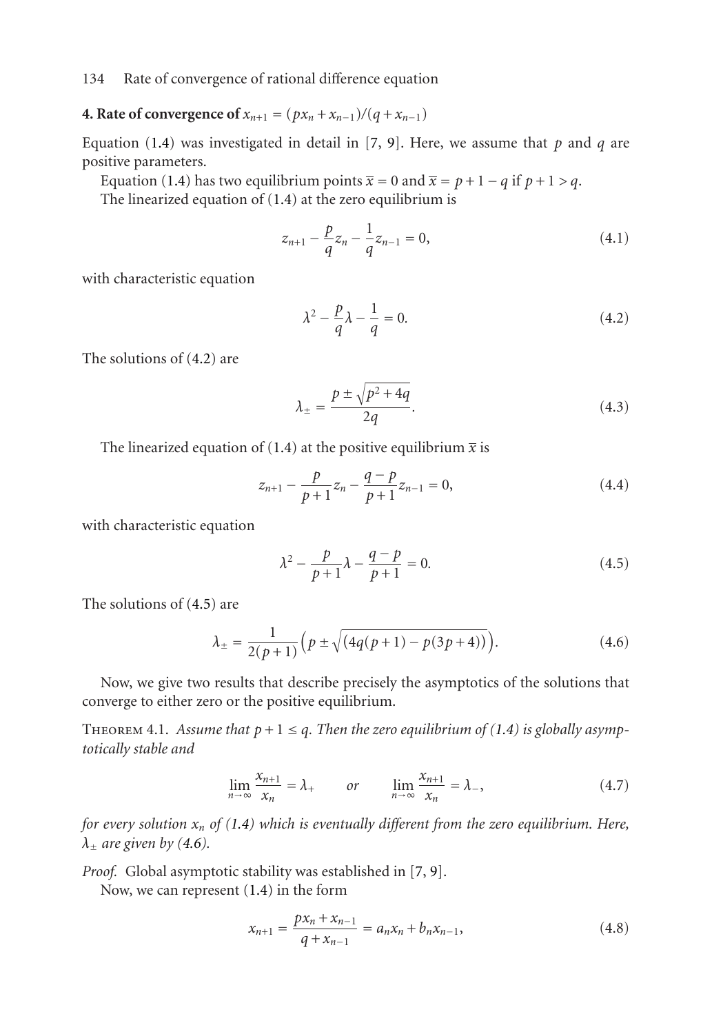## 4. Rate of convergence of $x_{n+1} = (px_n + x_{n-1})/(q + x_{n-1})$

Equation (1.4) was investigated in detail in [7, 9]. Here, we assume that $p$ and $q$ are positive parameters.

Equation (1.4) has two equilibrium points $\bar{x} = 0$ and $\bar{x} = p + 1 - q$ if $p + 1 > q$.

The linearized equation of (1.4) at the zero equilibrium is

$$z_{n+1} - \frac{p}{q}z_n - \frac{1}{q}z_{n-1} = 0, \tag{4.1}$$

with characteristic equation

$$\lambda^2 - \frac{p}{q}\lambda - \frac{1}{q} = 0. \tag{4.2}$$

The solutions of (4.2) are

$$\lambda_{\pm} = \frac{p \pm \sqrt{p^2 + 4q}}{2q}. \tag{4.3}$$

The linearized equation of (1.4) at the positive equilibrium $\bar{x}$ is

$$z_{n+1} - \frac{p}{p+1}z_n - \frac{q-p}{p+1}z_{n-1} = 0, \tag{4.4}$$

with characteristic equation

$$\lambda^2 - \frac{p}{p+1}\lambda - \frac{q-p}{p+1} = 0. \tag{4.5}$$

The solutions of (4.5) are

$$\lambda_{\pm} = \frac{1}{2(p+1)}\Big(p \pm \sqrt{\big(4q(p+1) - p(3p+4)\big)}\Big). \tag{4.6}$$

Now, we give two results that describe precisely the asymptotics of the solutions that converge to either zero or the positive equilibrium.

Theorem 4.1. *Assume that $p + 1 \leq q$. Then the zero equilibrium of (1.4) is globally asymptotically stable and*

$$\lim_{n\to\infty}\frac{x_{n+1}}{x_n} = \lambda_+ \qquad \text{or} \qquad \lim_{n\to\infty}\frac{x_{n+1}}{x_n} = \lambda_-, \tag{4.7}$$

*for every solution $x_n$ of (1.4) which is eventually different from the zero equilibrium. Here, $\lambda_{\pm}$ are given by (4.6).*

*Proof.* Global asymptotic stability was established in [7, 9].

Now, we can represent (1.4) in the form

$$x_{n+1} = \frac{px_n + x_{n-1}}{q + x_{n-1}} = a_n x_n + b_n x_{n-1}, \tag{4.8}$$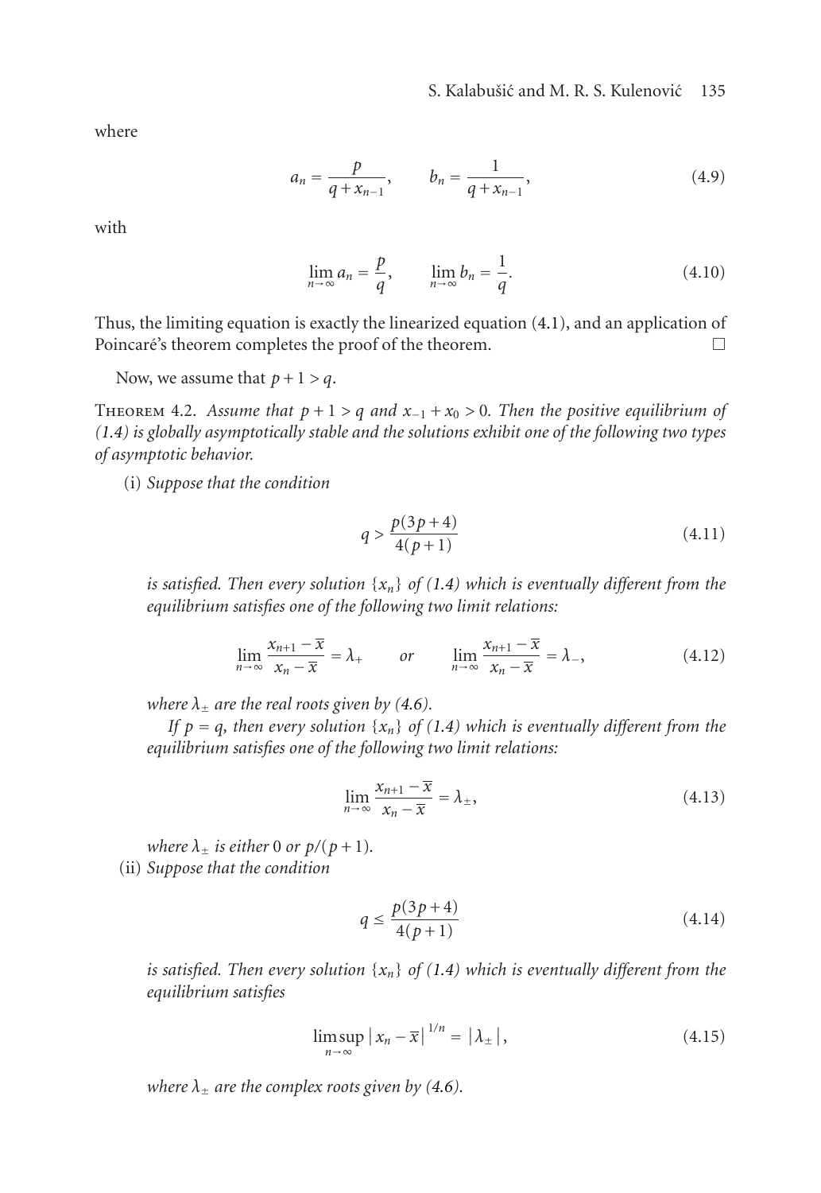where

$$a_n = \frac{p}{q + x_{n-1}}, \qquad b_n = \frac{1}{q + x_{n-1}}, \tag{4.9}$$

with

$$\lim_{n\to\infty} a_n = \frac{p}{q}, \qquad \lim_{n\to\infty} b_n = \frac{1}{q}. \tag{4.10}$$

Thus, the limiting equation is exactly the linearized equation (4.1), and an application of Poincaré's theorem completes the proof of the theorem. □

Now, we assume that $p + 1 > q$.

Theorem 4.2. *Assume that $p + 1 > q$ and $x_{-1} + x_0 > 0$. Then the positive equilibrium of (1.4) is globally asymptotically stable and the solutions exhibit one of the following two types of asymptotic behavior.*

(i) *Suppose that the condition*

$$q > \frac{p(3p+4)}{4(p+1)} \tag{4.11}$$

*is satisfied. Then every solution $\{x_n\}$ of (1.4) which is eventually different from the equilibrium satisfies one of the following two limit relations:*

$$\lim_{n\to\infty} \frac{x_{n+1} - \overline{x}}{x_n - \overline{x}} = \lambda_+ \qquad \text{or} \qquad \lim_{n\to\infty} \frac{x_{n+1} - \overline{x}}{x_n - \overline{x}} = \lambda_-, \tag{4.12}$$

*where $\lambda_\pm$ are the real roots given by (4.6).*

*If $p = q$, then every solution $\{x_n\}$ of (1.4) which is eventually different from the equilibrium satisfies one of the following two limit relations:*

$$\lim_{n\to\infty} \frac{x_{n+1} - \overline{x}}{x_n - \overline{x}} = \lambda_\pm, \tag{4.13}$$

*where $\lambda_\pm$ is either 0 or $p/(p+1)$.*

(ii) *Suppose that the condition*

$$q \le \frac{p(3p+4)}{4(p+1)} \tag{4.14}$$

*is satisfied. Then every solution $\{x_n\}$ of (1.4) which is eventually different from the equilibrium satisfies*

$$\limsup_{n\to\infty} \left| x_n - \overline{x} \right|^{1/n} = \left| \lambda_\pm \right|, \tag{4.15}$$

*where $\lambda_\pm$ are the complex roots given by (4.6).*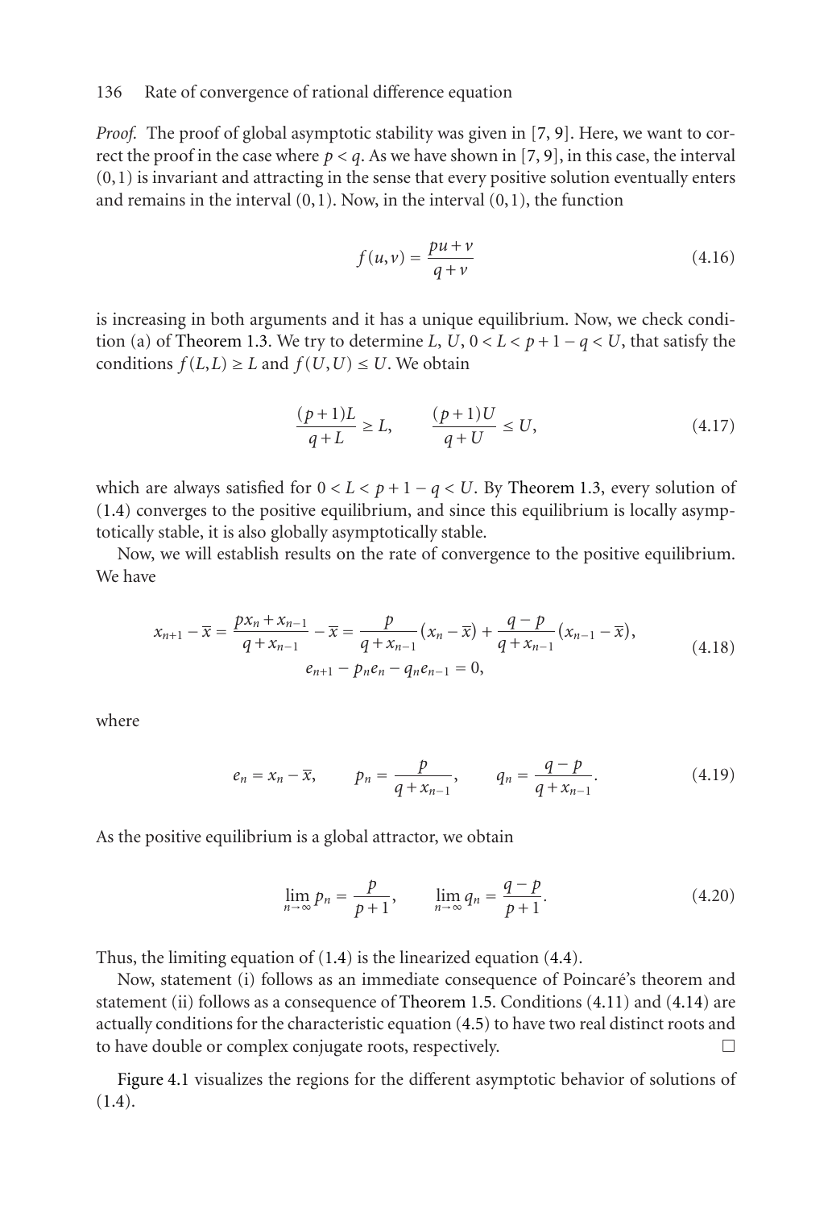*Proof.* The proof of global asymptotic stability was given in [7, 9]. Here, we want to correct the proof in the case where $p < q$. As we have shown in [7, 9], in this case, the interval $(0,1)$ is invariant and attracting in the sense that every positive solution eventually enters and remains in the interval $(0,1)$. Now, in the interval $(0,1)$, the function

$$f(u,v) = \frac{pu+v}{q+v} \tag{4.16}$$

is increasing in both arguments and it has a unique equilibrium. Now, we check condition (a) of Theorem 1.3. We try to determine $L$, $U$, $0 < L < p+1-q < U$, that satisfy the conditions $f(L,L) \geq L$ and $f(U,U) \leq U$. We obtain

$$\frac{(p+1)L}{q+L} \geq L, \qquad \frac{(p+1)U}{q+U} \leq U, \tag{4.17}$$

which are always satisfied for $0 < L < p+1-q < U$. By Theorem 1.3, every solution of (1.4) converges to the positive equilibrium, and since this equilibrium is locally asymptotically stable, it is also globally asymptotically stable.

Now, we will establish results on the rate of convergence to the positive equilibrium. We have

$$\begin{gathered} x_{n+1} - \overline{x} = \frac{px_n + x_{n-1}}{q+x_{n-1}} - \overline{x} = \frac{p}{q+x_{n-1}}(x_n - \overline{x}) + \frac{q-p}{q+x_{n-1}}(x_{n-1} - \overline{x}), \\ e_{n+1} - p_n e_n - q_n e_{n-1} = 0, \end{gathered} \tag{4.18}$$

where

$$e_n = x_n - \overline{x}, \qquad p_n = \frac{p}{q+x_{n-1}}, \qquad q_n = \frac{q-p}{q+x_{n-1}}. \tag{4.19}$$

As the positive equilibrium is a global attractor, we obtain

$$\lim_{n\to\infty} p_n = \frac{p}{p+1}, \qquad \lim_{n\to\infty} q_n = \frac{q-p}{p+1}. \tag{4.20}$$

Thus, the limiting equation of (1.4) is the linearized equation (4.4).

Now, statement (i) follows as an immediate consequence of Poincaré's theorem and statement (ii) follows as a consequence of Theorem 1.5. Conditions (4.11) and (4.14) are actually conditions for the characteristic equation (4.5) to have two real distinct roots and to have double or complex conjugate roots, respectively. □

Figure 4.1 visualizes the regions for the different asymptotic behavior of solutions of (1.4).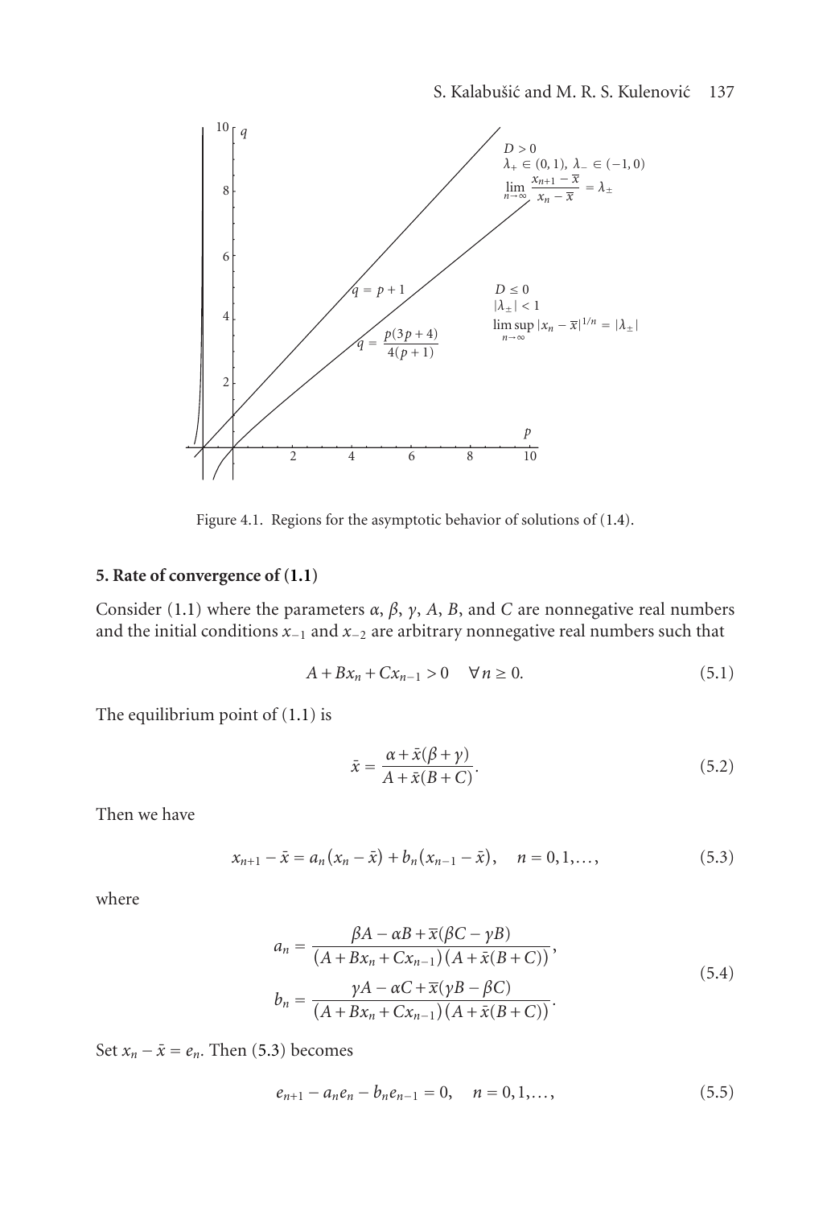Figure 4.1. Regions for the asymptotic behavior of solutions of (1.4).

## 5. Rate of convergence of (1.1)

Consider (1.1) where the parameters $\alpha$, $\beta$, $\gamma$, $A$, $B$, and $C$ are nonnegative real numbers and the initial conditions $x_{-1}$ and $x_{-2}$ are arbitrary nonnegative real numbers such that

$$A + Bx_n + Cx_{n-1} > 0 \quad \forall n \geq 0. \tag{5.1}$$

The equilibrium point of (1.1) is

$$\bar{x} = \frac{\alpha + \bar{x}(\beta + \gamma)}{A + \bar{x}(B + C)}. \tag{5.2}$$

Then we have

$$x_{n+1} - \bar{x} = a_n(x_n - \bar{x}) + b_n(x_{n-1} - \bar{x}), \quad n = 0, 1, \ldots, \tag{5.3}$$

where

$$\begin{aligned} a_n &= \frac{\beta A - \alpha B + \overline{x}(\beta C - \gamma B)}{(A + Bx_n + Cx_{n-1})(A + \bar{x}(B + C))}, \\ b_n &= \frac{\gamma A - \alpha C + \overline{x}(\gamma B - \beta C)}{(A + Bx_n + Cx_{n-1})(A + \bar{x}(B + C))}. \end{aligned} \tag{5.4}$$

Set $x_n - \bar{x} = e_n$. Then (5.3) becomes

$$e_{n+1} - a_n e_n - b_n e_{n-1} = 0, \quad n = 0, 1, \ldots, \tag{5.5}$$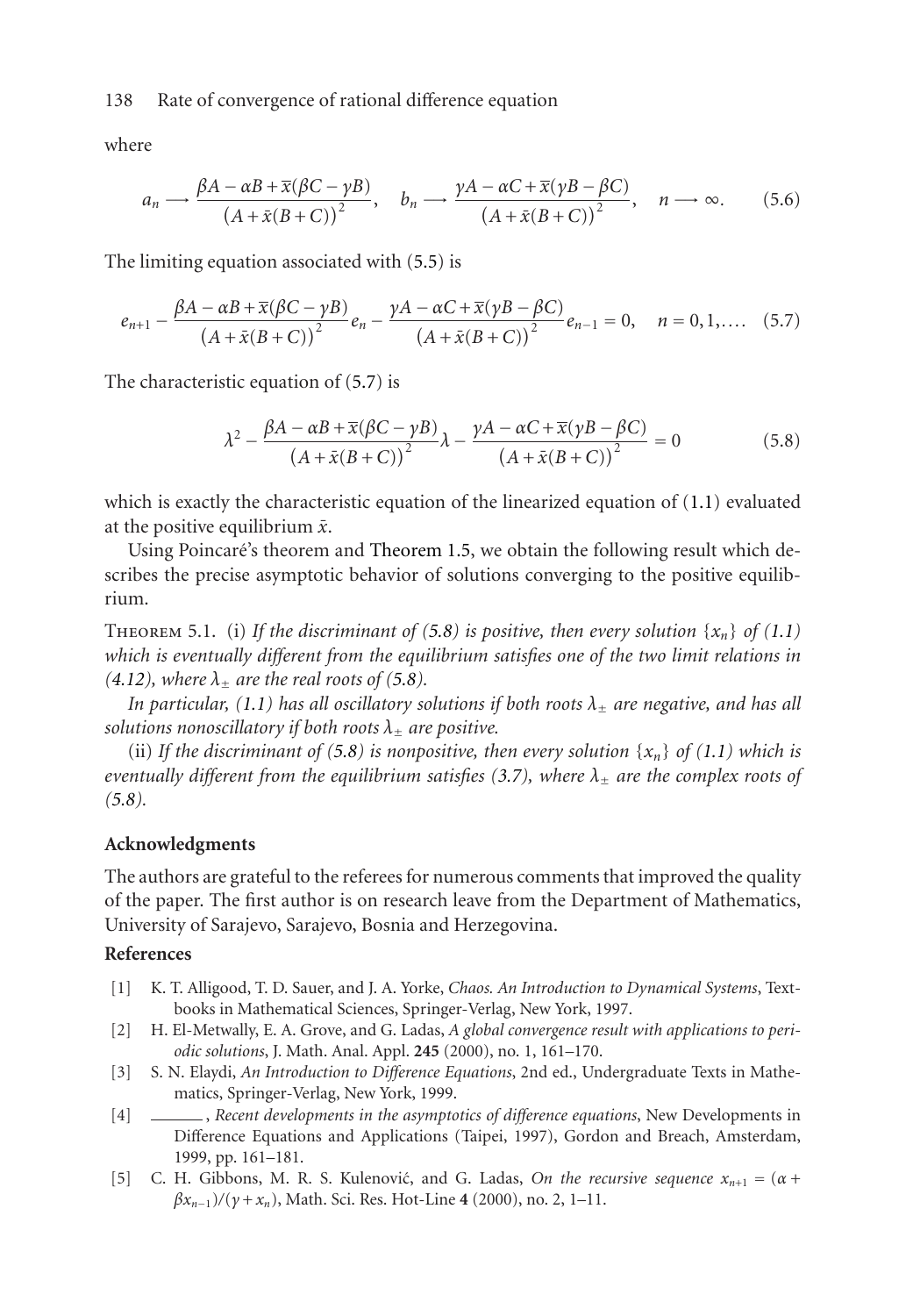where

$$a_n \longrightarrow \frac{\beta A - \alpha B + \overline{x}(\beta C - \gamma B)}{\left(A + \bar{x}(B+C)\right)^2}, \quad b_n \longrightarrow \frac{\gamma A - \alpha C + \overline{x}(\gamma B - \beta C)}{\left(A + \bar{x}(B+C)\right)^2}, \quad n \longrightarrow \infty. \tag{5.6}$$

The limiting equation associated with (5.5) is

$$e_{n+1} - \frac{\beta A - \alpha B + \overline{x}(\beta C - \gamma B)}{\left(A + \bar{x}(B+C)\right)^2} e_n - \frac{\gamma A - \alpha C + \overline{x}(\gamma B - \beta C)}{\left(A + \bar{x}(B+C)\right)^2} e_{n-1} = 0, \quad n = 0, 1, \ldots. \tag{5.7}$$

The characteristic equation of (5.7) is

$$\lambda^2 - \frac{\beta A - \alpha B + \overline{x}(\beta C - \gamma B)}{\left(A + \bar{x}(B+C)\right)^2} \lambda - \frac{\gamma A - \alpha C + \overline{x}(\gamma B - \beta C)}{\left(A + \bar{x}(B+C)\right)^2} = 0 \tag{5.8}$$

which is exactly the characteristic equation of the linearized equation of (1.1) evaluated at the positive equilibrium $\bar{x}$.

Using Poincaré's theorem and Theorem 1.5, we obtain the following result which describes the precise asymptotic behavior of solutions converging to the positive equilibrium.

Theorem 5.1. (i) *If the discriminant of (5.8) is positive, then every solution $\{x_n\}$ of (1.1) which is eventually different from the equilibrium satisfies one of the two limit relations in (4.12), where $\lambda_\pm$ are the real roots of (5.8).*

*In particular, (1.1) has all oscillatory solutions if both roots $\lambda_\pm$ are negative, and has all solutions nonoscillatory if both roots $\lambda_\pm$ are positive.*

(ii) *If the discriminant of (5.8) is nonpositive, then every solution $\{x_n\}$ of (1.1) which is eventually different from the equilibrium satisfies (3.7), where $\lambda_\pm$ are the complex roots of (5.8).*

## Acknowledgments

The authors are grateful to the referees for numerous comments that improved the quality of the paper. The first author is on research leave from the Department of Mathematics, University of Sarajevo, Sarajevo, Bosnia and Herzegovina.

## References

[1] K. T. Alligood, T. D. Sauer, and J. A. Yorke, *Chaos. An Introduction to Dynamical Systems*, Textbooks in Mathematical Sciences, Springer-Verlag, New York, 1997.

[2] H. El-Metwally, E. A. Grove, and G. Ladas, *A global convergence result with applications to periodic solutions*, J. Math. Anal. Appl. **245** (2000), no. 1, 161–170.

[3] S. N. Elaydi, *An Introduction to Difference Equations*, 2nd ed., Undergraduate Texts in Mathematics, Springer-Verlag, New York, 1999.

[4] ______, *Recent developments in the asymptotics of difference equations*, New Developments in Difference Equations and Applications (Taipei, 1997), Gordon and Breach, Amsterdam, 1999, pp. 161–181.

[5] C. H. Gibbons, M. R. S. Kulenović, and G. Ladas, *On the recursive sequence $x_{n+1} = (\alpha + \beta x_{n-1})/(\gamma + x_n)$*, Math. Sci. Res. Hot-Line **4** (2000), no. 2, 1–11.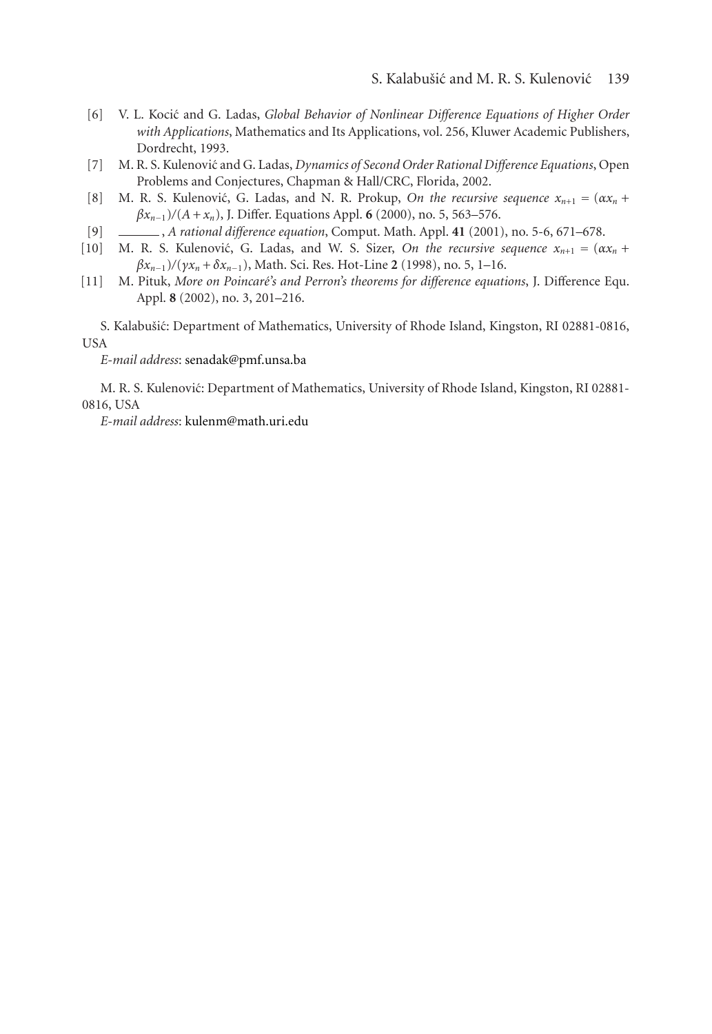[6] V. L. Kocić and G. Ladas, *Global Behavior of Nonlinear Difference Equations of Higher Order with Applications*, Mathematics and Its Applications, vol. 256, Kluwer Academic Publishers, Dordrecht, 1993.

[7] M. R. S. Kulenović and G. Ladas, *Dynamics of Second Order Rational Difference Equations*, Open Problems and Conjectures, Chapman & Hall/CRC, Florida, 2002.

[8] M. R. S. Kulenović, G. Ladas, and N. R. Prokup, *On the recursive sequence* $x_{n+1} = (\alpha x_n + \beta x_{n-1})/(A + x_n)$, J. Differ. Equations Appl. **6** (2000), no. 5, 563–576.

[9] ———, *A rational difference equation*, Comput. Math. Appl. **41** (2001), no. 5-6, 671–678.

[10] M. R. S. Kulenović, G. Ladas, and W. S. Sizer, *On the recursive sequence* $x_{n+1} = (\alpha x_n + \beta x_{n-1})/(\gamma x_n + \delta x_{n-1})$, Math. Sci. Res. Hot-Line **2** (1998), no. 5, 1–16.

[11] M. Pituk, *More on Poincaré's and Perron's theorems for difference equations*, J. Difference Equ. Appl. **8** (2002), no. 3, 201–216.

S. Kalabušić: Department of Mathematics, University of Rhode Island, Kingston, RI 02881-0816, USA

*E-mail address*: senadak@pmf.unsa.ba

M. R. S. Kulenović: Department of Mathematics, University of Rhode Island, Kingston, RI 02881-0816, USA

*E-mail address*: kulenm@math.uri.edu